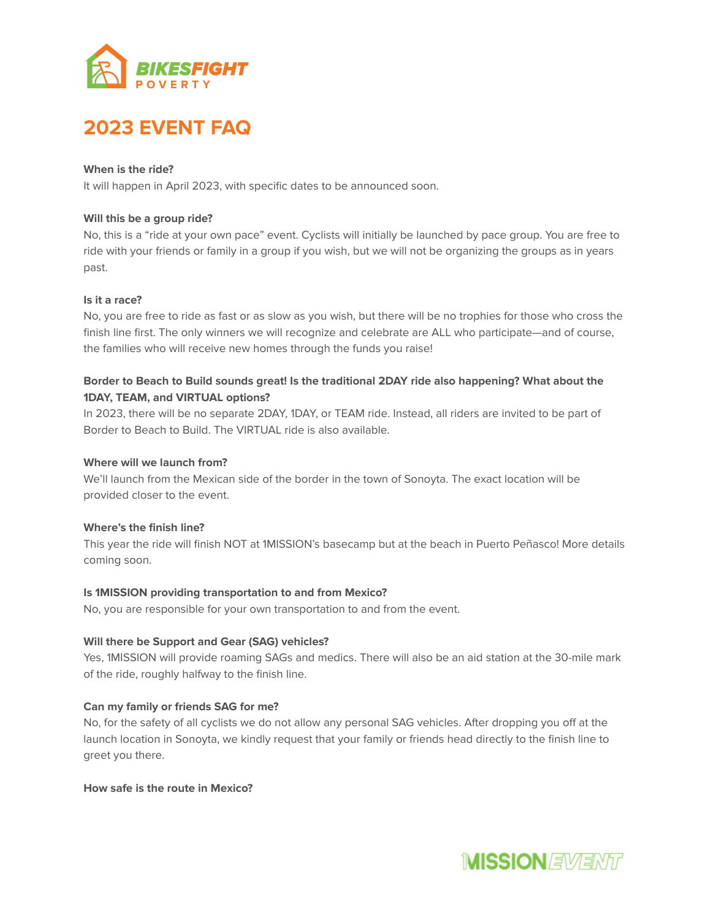# 2023 EVENT FAQ

**When is the ride?**
It will happen in April 2023, with specific dates to be announced soon.

**Will this be a group ride?**
No, this is a "ride at your own pace" event. Cyclists will initially be launched by pace group. You are free to ride with your friends or family in a group if you wish, but we will not be organizing the groups as in years past.

**Is it a race?**
No, you are free to ride as fast or as slow as you wish, but there will be no trophies for those who cross the finish line first. The only winners we will recognize and celebrate are ALL who participate—and of course, the families who will receive new homes through the funds you raise!

**Border to Beach to Build sounds great! Is the traditional 2DAY ride also happening? What about the 1DAY, TEAM, and VIRTUAL options?**
In 2023, there will be no separate 2DAY, 1DAY, or TEAM ride. Instead, all riders are invited to be part of Border to Beach to Build. The VIRTUAL ride is also available.

**Where will we launch from?**
We'll launch from the Mexican side of the border in the town of Sonoyta. The exact location will be provided closer to the event.

**Where's the finish line?**
This year the ride will finish NOT at 1MISSION's basecamp but at the beach in Puerto Peñasco! More details coming soon.

**Is 1MISSION providing transportation to and from Mexico?**
No, you are responsible for your own transportation to and from the event.

**Will there be Support and Gear (SAG) vehicles?**
Yes, 1MISSION will provide roaming SAGs and medics. There will also be an aid station at the 30-mile mark of the ride, roughly halfway to the finish line.

**Can my family or friends SAG for me?**
No, for the safety of all cyclists we do not allow any personal SAG vehicles. After dropping you off at the launch location in Sonoyta, we kindly request that your family or friends head directly to the finish line to greet you there.

**How safe is the route in Mexico?**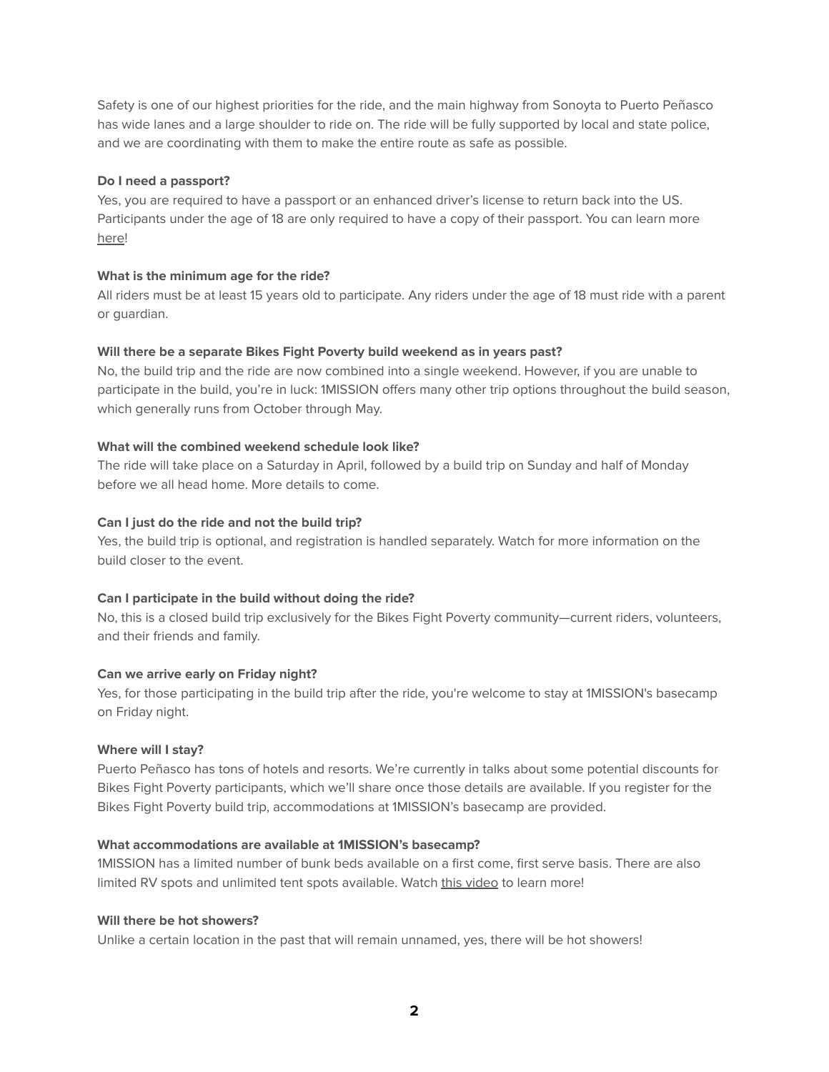Safety is one of our highest priorities for the ride, and the main highway from Sonoyta to Puerto Peñasco has wide lanes and a large shoulder to ride on. The ride will be fully supported by local and state police, and we are coordinating with them to make the entire route as safe as possible.

**Do I need a passport?**

Yes, you are required to have a passport or an enhanced driver's license to return back into the US. Participants under the age of 18 are only required to have a copy of their passport. You can learn more here!

**What is the minimum age for the ride?**

All riders must be at least 15 years old to participate. Any riders under the age of 18 must ride with a parent or guardian.

**Will there be a separate Bikes Fight Poverty build weekend as in years past?**

No, the build trip and the ride are now combined into a single weekend. However, if you are unable to participate in the build, you're in luck: 1MISSION offers many other trip options throughout the build season, which generally runs from October through May.

**What will the combined weekend schedule look like?**

The ride will take place on a Saturday in April, followed by a build trip on Sunday and half of Monday before we all head home. More details to come.

**Can I just do the ride and not the build trip?**

Yes, the build trip is optional, and registration is handled separately. Watch for more information on the build closer to the event.

**Can I participate in the build without doing the ride?**

No, this is a closed build trip exclusively for the Bikes Fight Poverty community—current riders, volunteers, and their friends and family.

**Can we arrive early on Friday night?**

Yes, for those participating in the build trip after the ride, you're welcome to stay at 1MISSION's basecamp on Friday night.

**Where will I stay?**

Puerto Peñasco has tons of hotels and resorts. We're currently in talks about some potential discounts for Bikes Fight Poverty participants, which we'll share once those details are available. If you register for the Bikes Fight Poverty build trip, accommodations at 1MISSION's basecamp are provided.

**What accommodations are available at 1MISSION's basecamp?**

1MISSION has a limited number of bunk beds available on a first come, first serve basis. There are also limited RV spots and unlimited tent spots available. Watch this video to learn more!

**Will there be hot showers?**

Unlike a certain location in the past that will remain unnamed, yes, there will be hot showers!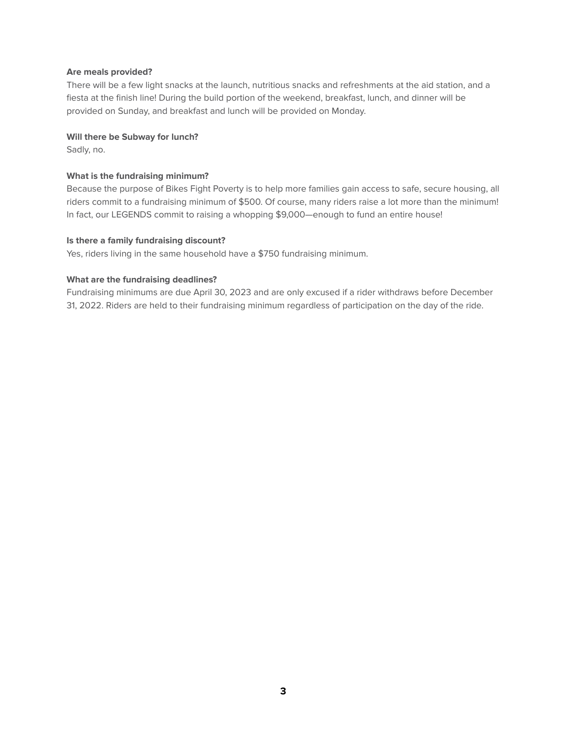**Are meals provided?**
There will be a few light snacks at the launch, nutritious snacks and refreshments at the aid station, and a fiesta at the finish line! During the build portion of the weekend, breakfast, lunch, and dinner will be provided on Sunday, and breakfast and lunch will be provided on Monday.

**Will there be Subway for lunch?**
Sadly, no.

**What is the fundraising minimum?**
Because the purpose of Bikes Fight Poverty is to help more families gain access to safe, secure housing, all riders commit to a fundraising minimum of $500. Of course, many riders raise a lot more than the minimum! In fact, our LEGENDS commit to raising a whopping $9,000—enough to fund an entire house!

**Is there a family fundraising discount?**
Yes, riders living in the same household have a $750 fundraising minimum.

**What are the fundraising deadlines?**
Fundraising minimums are due April 30, 2023 and are only excused if a rider withdraws before December 31, 2022. Riders are held to their fundraising minimum regardless of participation on the day of the ride.